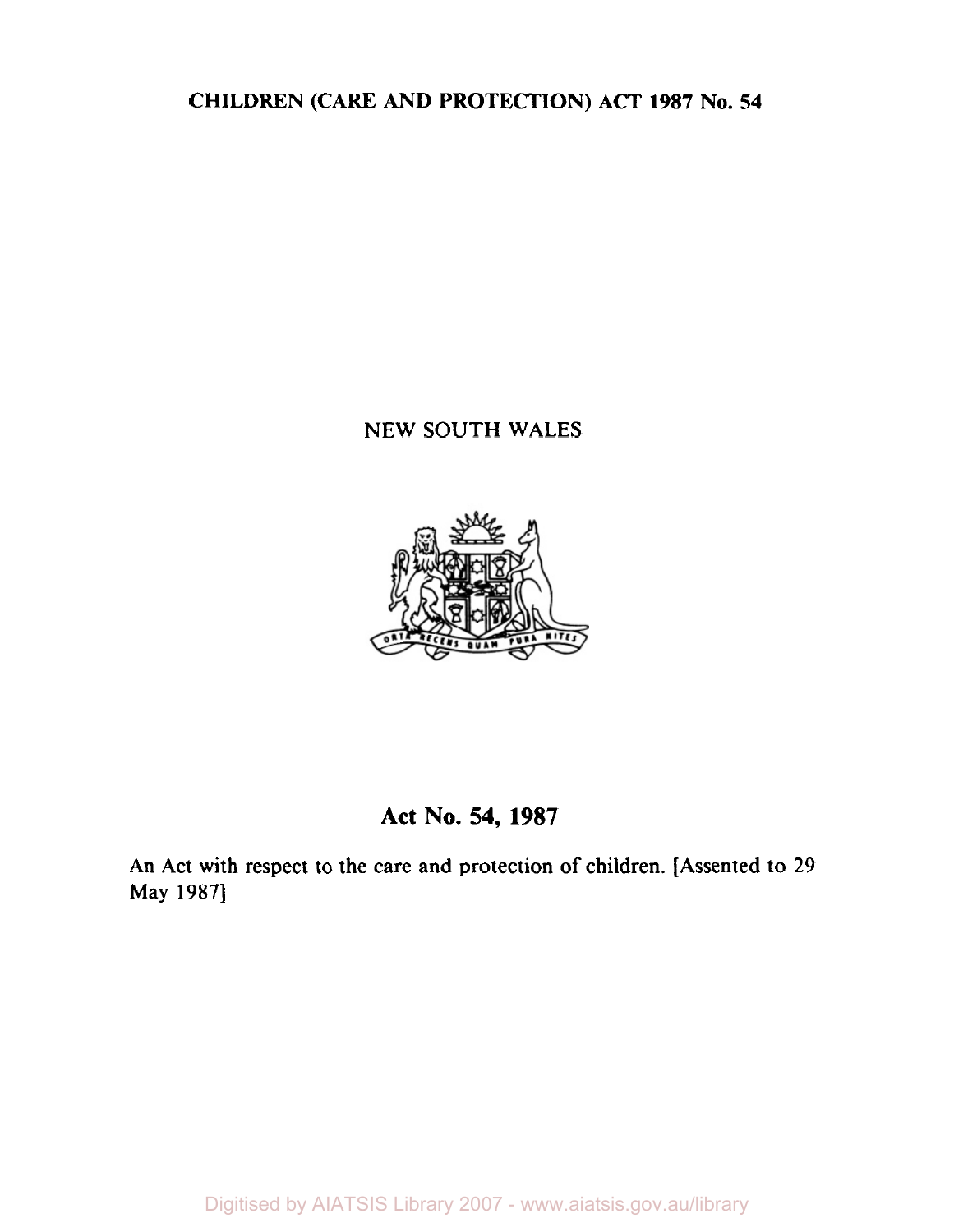# CHILDREN (CARE AND PROTECTION) ACT 1987 No. 54

NEW SOUTH WALES

## Act No. 54, 1987

An Act with respect to the care and protection of children. [Assented to 29 May 1987]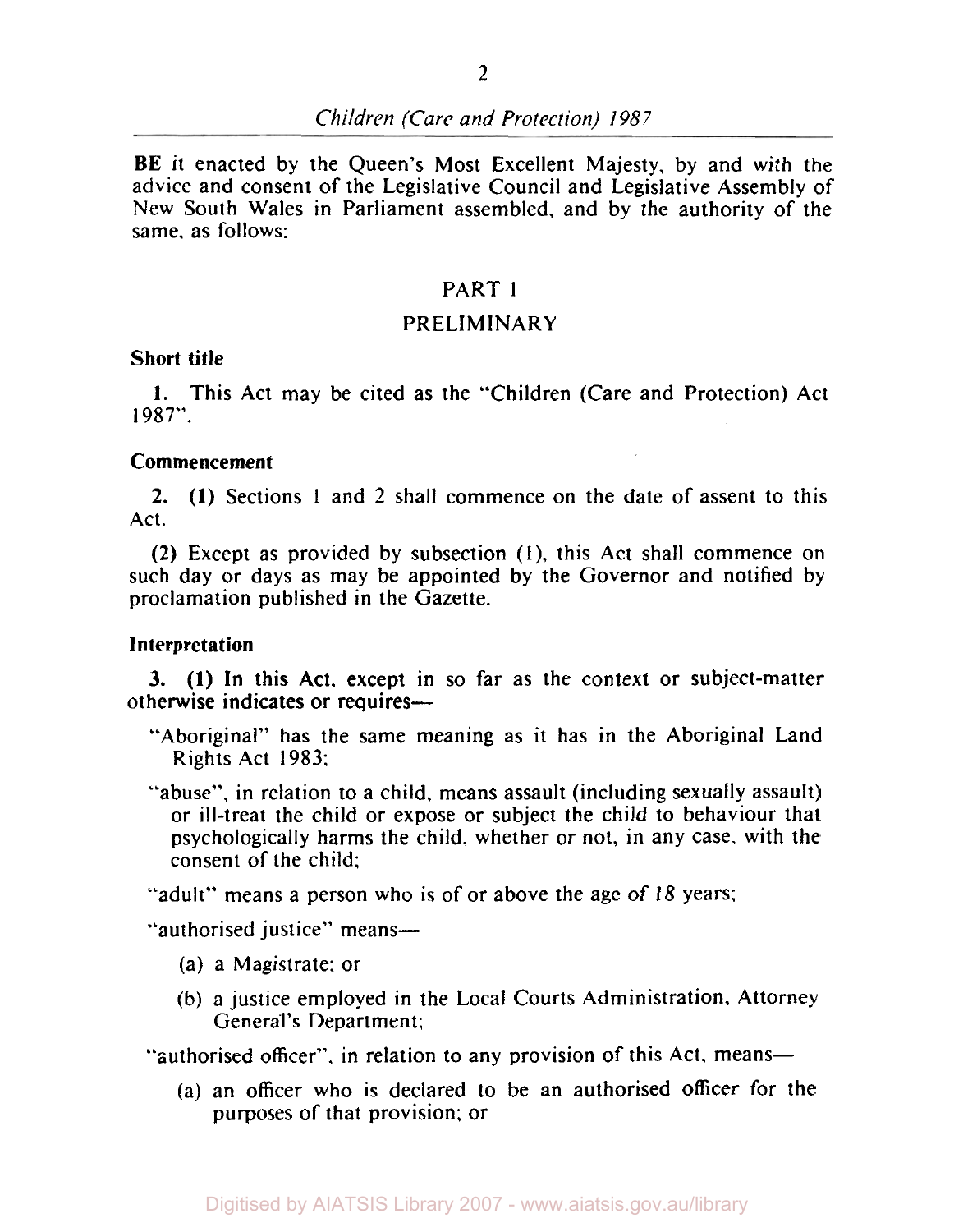**BE** it enacted by the Queen's Most Excellent Majesty, by and with the advice and consent of the Legislative Council and Legislative Assembly of New South Wales in Parliament assembled, and by the authority of the same, as follows:

## PART 1

## PRELIMINARY

**Short title**

**1.** This Act may be cited as the "Children (Care and Protection) Act 1987".

**Commencement**

**2. (1)** Sections 1 and 2 shall commence on the date of assent to this Act.

**(2)** Except as provided by subsection (1), this Act shall commence on such day or days as may be appointed by the Governor and notified by proclamation published in the Gazette.

**Interpretation**

**3. (1)** In this Act, except in so far as the context or subject-matter otherwise indicates or requires—

"Aboriginal" has the same meaning as it has in the Aboriginal Land Rights Act 1983;

"abuse", in relation to a child, means assault (including sexually assault) or ill-treat the child or expose or subject the child to behaviour that psychologically harms the child, whether or not, in any case, with the consent of the child;

"adult" means a person who is of or above the age of 18 years;

"authorised justice" means—

(a) a Magistrate; or

(b) a justice employed in the Local Courts Administration, Attorney General's Department;

"authorised officer", in relation to any provision of this Act, means—

(a) an officer who is declared to be an authorised officer for the purposes of that provision; or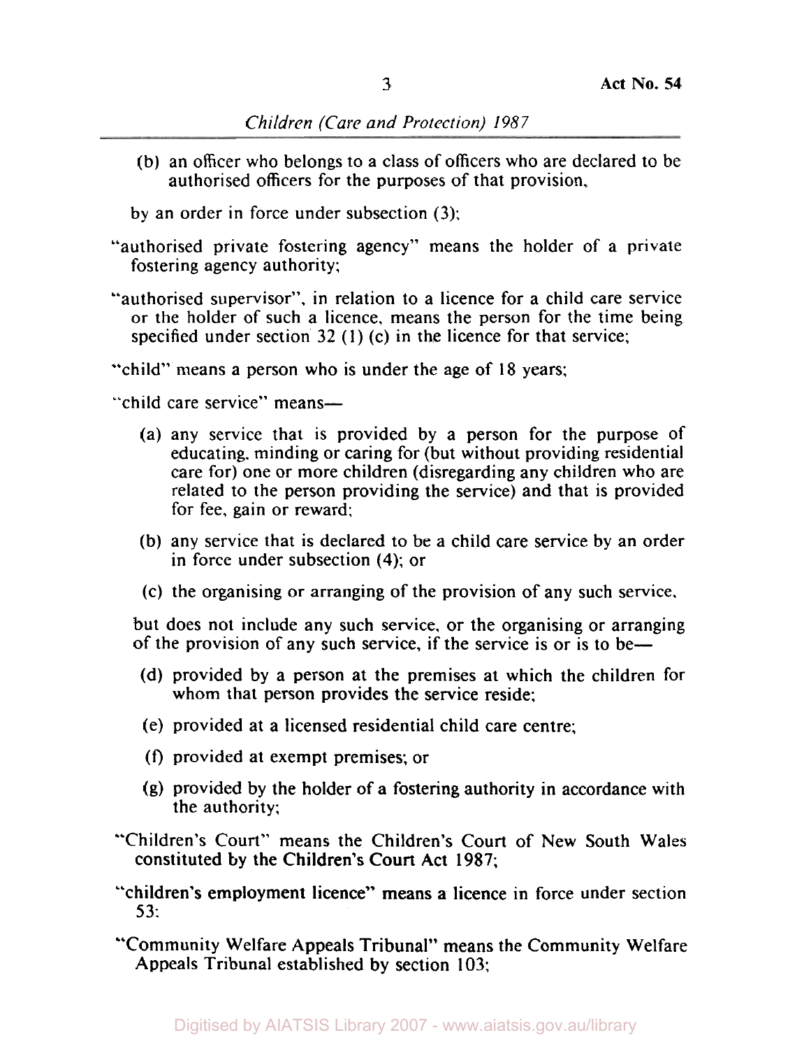(b) an officer who belongs to a class of officers who are declared to be authorised officers for the purposes of that provision,

by an order in force under subsection (3);

"authorised private fostering agency" means the holder of a private fostering agency authority;

"authorised supervisor", in relation to a licence for a child care service or the holder of such a licence, means the person for the time being specified under section 32 (1) (c) in the licence for that service;

"child" means a person who is under the age of 18 years;

"child care service" means—

(a) any service that is provided by a person for the purpose of educating, minding or caring for (but without providing residential care for) one or more children (disregarding any children who are related to the person providing the service) and that is provided for fee, gain or reward;

(b) any service that is declared to be a child care service by an order in force under subsection (4); or

(c) the organising or arranging of the provision of any such service,

but does not include any such service, or the organising or arranging of the provision of any such service, if the service is or is to be—

(d) provided by a person at the premises at which the children for whom that person provides the service reside;

(e) provided at a licensed residential child care centre;

(f) provided at exempt premises; or

(g) provided by the holder of a fostering authority in accordance with the authority;

"Children's Court" means the Children's Court of New South Wales constituted by the Children's Court Act 1987;

"children's employment licence" means a licence in force under section 53;

"Community Welfare Appeals Tribunal" means the Community Welfare Appeals Tribunal established by section 103;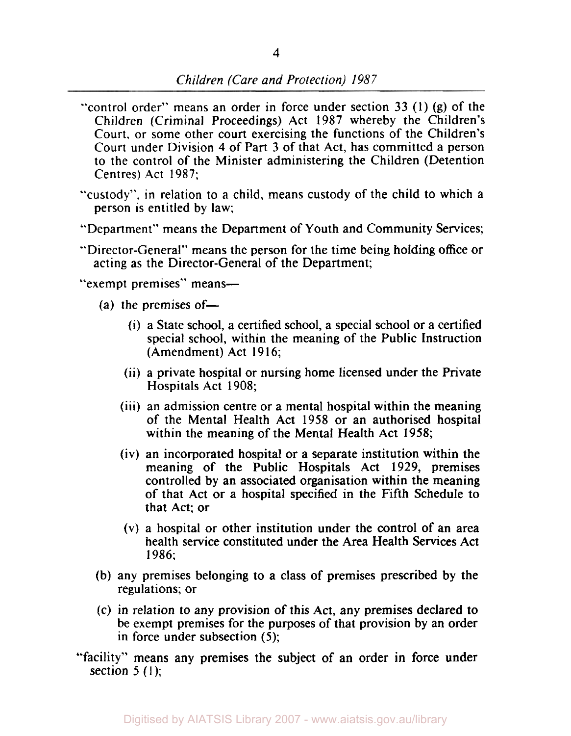"control order" means an order in force under section 33 (1) (g) of the Children (Criminal Proceedings) Act 1987 whereby the Children's Court, or some other court exercising the functions of the Children's Court under Division 4 of Part 3 of that Act, has committed a person to the control of the Minister administering the Children (Detention Centres) Act 1987;

"custody", in relation to a child, means custody of the child to which a person is entitled by law;

"Department" means the Department of Youth and Community Services;

"Director-General" means the person for the time being holding office or acting as the Director-General of the Department;

"exempt premises" means—

- (a) the premises of—
  - (i) a State school, a certified school, a special school or a certified special school, within the meaning of the Public Instruction (Amendment) Act 1916;
  - (ii) a private hospital or nursing home licensed under the Private Hospitals Act 1908;
  - (iii) an admission centre or a mental hospital within the meaning of the Mental Health Act 1958 or an authorised hospital within the meaning of the Mental Health Act 1958;
  - (iv) an incorporated hospital or a separate institution within the meaning of the Public Hospitals Act 1929, premises controlled by an associated organisation within the meaning of that Act or a hospital specified in the Fifth Schedule to that Act; or
  - (v) a hospital or other institution under the control of an area health service constituted under the Area Health Services Act 1986;
- (b) any premises belonging to a class of premises prescribed by the regulations; or
- (c) in relation to any provision of this Act, any premises declared to be exempt premises for the purposes of that provision by an order in force under subsection (5);

"facility" means any premises the subject of an order in force under section 5 (1);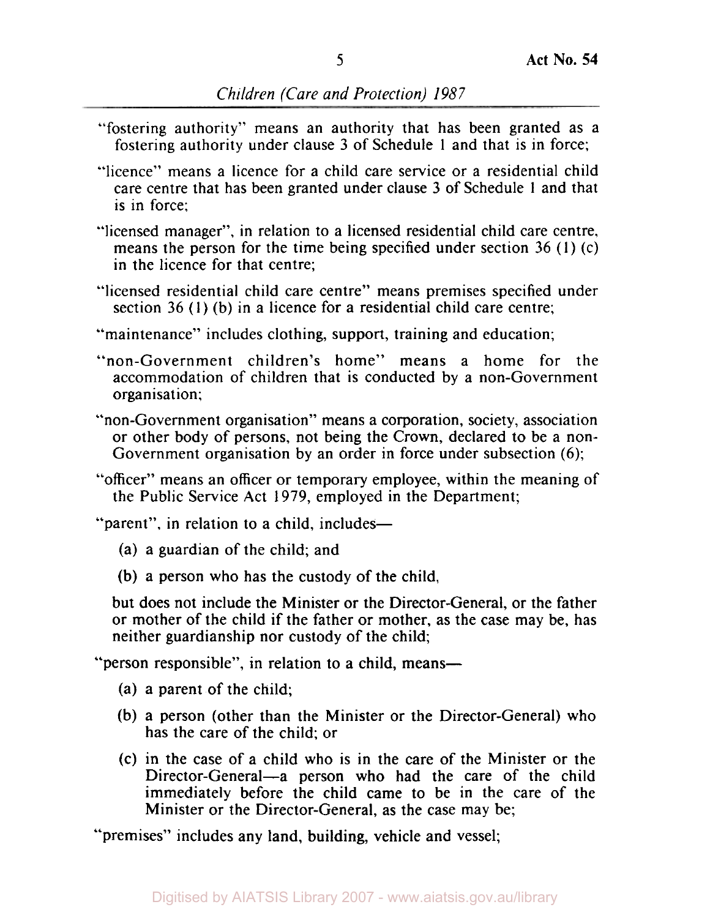"fostering authority" means an authority that has been granted as a fostering authority under clause 3 of Schedule 1 and that is in force;

"licence" means a licence for a child care service or a residential child care centre that has been granted under clause 3 of Schedule 1 and that is in force;

"licensed manager", in relation to a licensed residential child care centre, means the person for the time being specified under section 36 (1) (c) in the licence for that centre;

"licensed residential child care centre" means premises specified under section 36 (1) (b) in a licence for a residential child care centre;

"maintenance" includes clothing, support, training and education;

"non-Government children's home" means a home for the accommodation of children that is conducted by a non-Government organisation;

"non-Government organisation" means a corporation, society, association or other body of persons, not being the Crown, declared to be a non-Government organisation by an order in force under subsection (6);

"officer" means an officer or temporary employee, within the meaning of the Public Service Act 1979, employed in the Department;

"parent", in relation to a child, includes—

(a) a guardian of the child; and

(b) a person who has the custody of the child,

but does not include the Minister or the Director-General, or the father or mother of the child if the father or mother, as the case may be, has neither guardianship nor custody of the child;

"person responsible", in relation to a child, means—

(a) a parent of the child;

(b) a person (other than the Minister or the Director-General) who has the care of the child; or

(c) in the case of a child who is in the care of the Minister or the Director-General—a person who had the care of the child immediately before the child came to be in the care of the Minister or the Director-General, as the case may be;

"premises" includes any land, building, vehicle and vessel;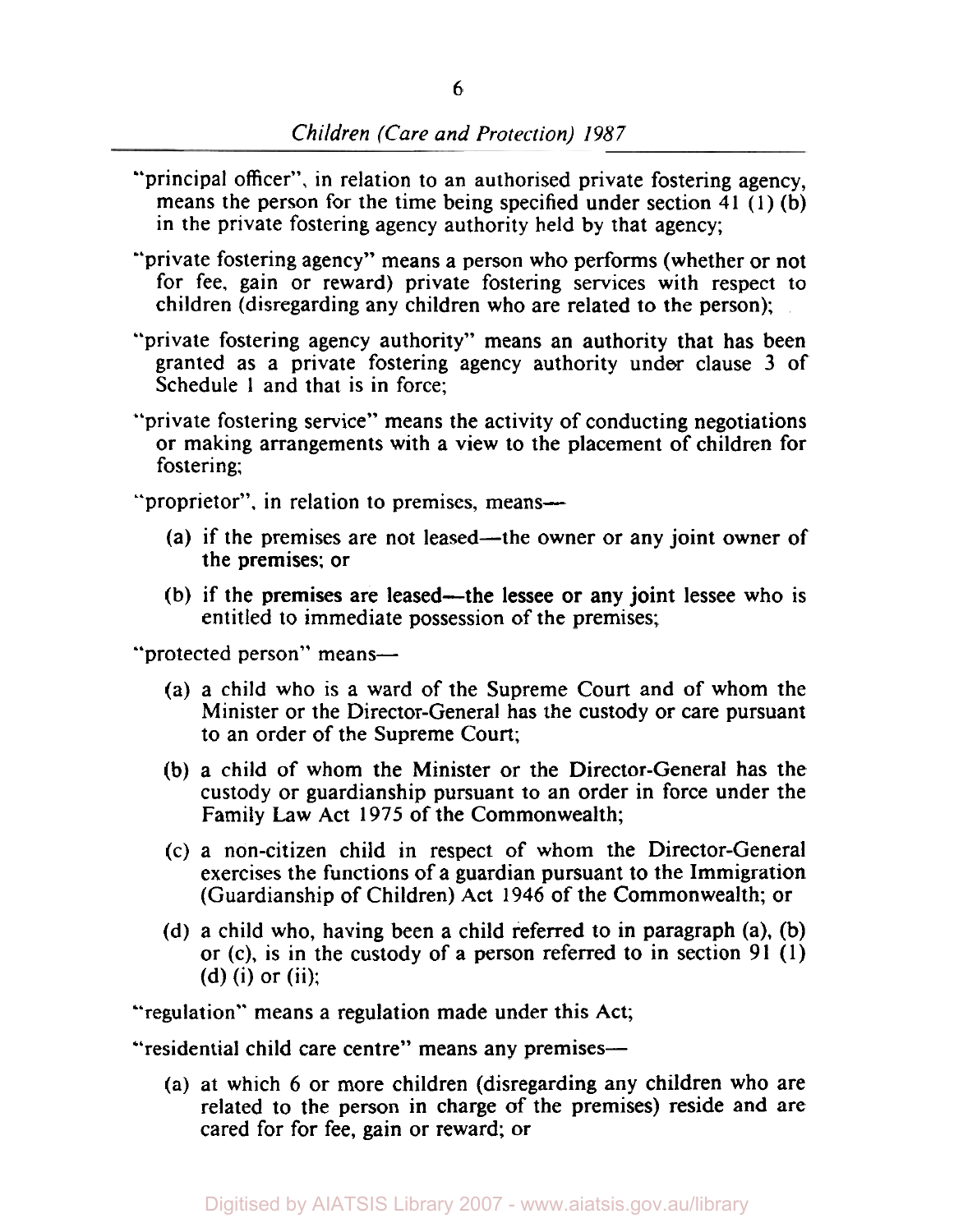"principal officer", in relation to an authorised private fostering agency, means the person for the time being specified under section 41 (1) (b) in the private fostering agency authority held by that agency;

"private fostering agency" means a person who performs (whether or not for fee, gain or reward) private fostering services with respect to children (disregarding any children who are related to the person);

"private fostering agency authority" means an authority that has been granted as a private fostering agency authority under clause 3 of Schedule 1 and that is in force;

"private fostering service" means the activity of conducting negotiations or making arrangements with a view to the placement of children for fostering;

"proprietor", in relation to premises, means—

- (a) if the premises are not leased—the owner or any joint owner of the premises; or
- (b) if the premises are leased—the lessee or any joint lessee who is entitled to immediate possession of the premises;

"protected person" means—

- (a) a child who is a ward of the Supreme Court and of whom the Minister or the Director-General has the custody or care pursuant to an order of the Supreme Court;
- (b) a child of whom the Minister or the Director-General has the custody or guardianship pursuant to an order in force under the Family Law Act 1975 of the Commonwealth;
- (c) a non-citizen child in respect of whom the Director-General exercises the functions of a guardian pursuant to the Immigration (Guardianship of Children) Act 1946 of the Commonwealth; or
- (d) a child who, having been a child referred to in paragraph (a), (b) or (c), is in the custody of a person referred to in section 91 (1) (d) (i) or (ii);

"regulation" means a regulation made under this Act;

"residential child care centre" means any premises—

- (a) at which 6 or more children (disregarding any children who are related to the person in charge of the premises) reside and are cared for for fee, gain or reward; or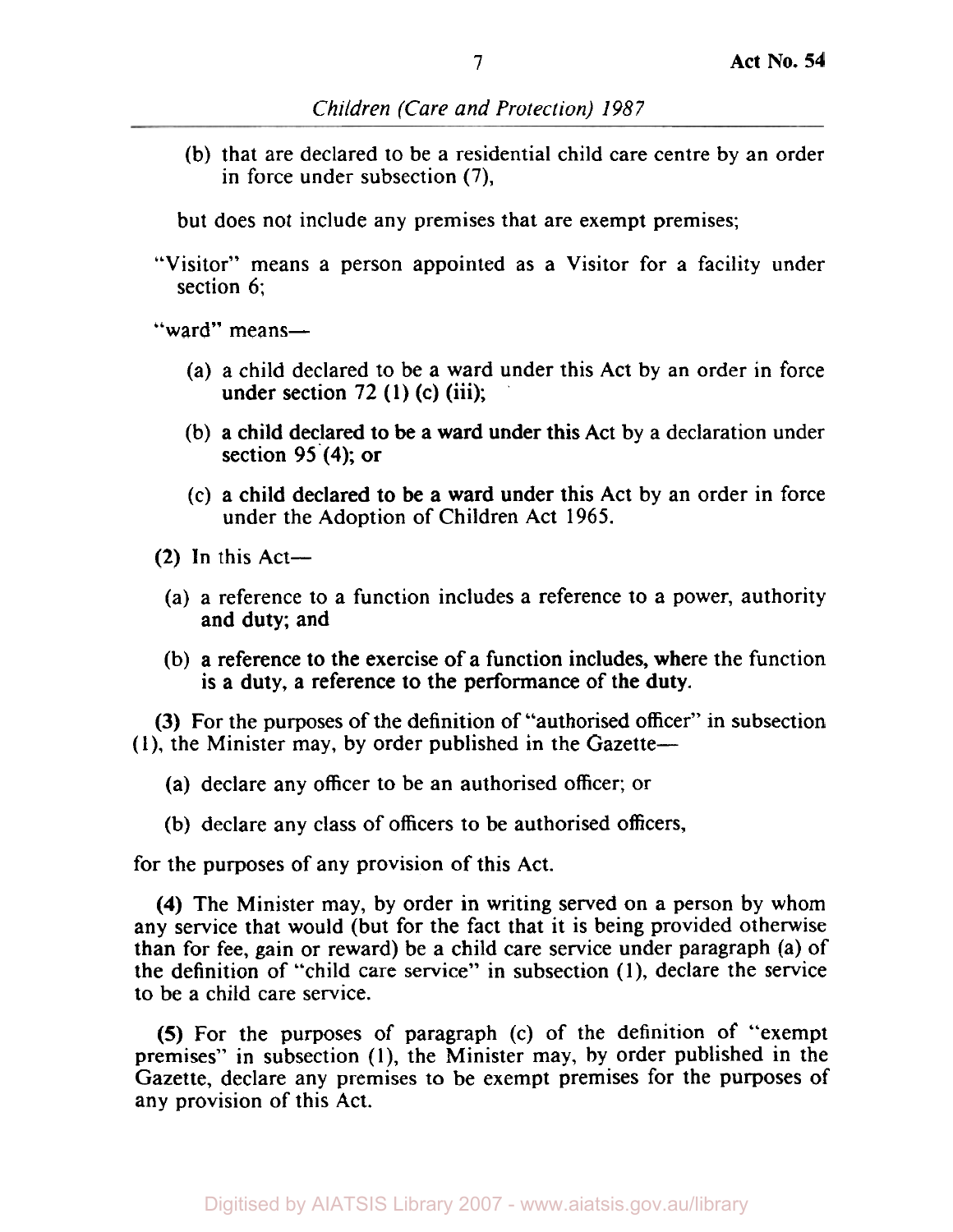(b) that are declared to be a residential child care centre by an order in force under subsection (7),

but does not include any premises that are exempt premises;

"Visitor" means a person appointed as a Visitor for a facility under section 6;

"ward" means—

(a) a child declared to be a ward under this Act by an order in force under section 72 (1) (c) (iii);

(b) a child declared to be a ward under this Act by a declaration under section 95 (4); or

(c) a child declared to be a ward under this Act by an order in force under the Adoption of Children Act 1965.

(2) In this Act—

(a) a reference to a function includes a reference to a power, authority and duty; and

(b) a reference to the exercise of a function includes, where the function is a duty, a reference to the performance of the duty.

(3) For the purposes of the definition of "authorised officer" in subsection (1), the Minister may, by order published in the Gazette—

(a) declare any officer to be an authorised officer; or

(b) declare any class of officers to be authorised officers,

for the purposes of any provision of this Act.

(4) The Minister may, by order in writing served on a person by whom any service that would (but for the fact that it is being provided otherwise than for fee, gain or reward) be a child care service under paragraph (a) of the definition of "child care service" in subsection (1), declare the service to be a child care service.

(5) For the purposes of paragraph (c) of the definition of "exempt premises" in subsection (1), the Minister may, by order published in the Gazette, declare any premises to be exempt premises for the purposes of any provision of this Act.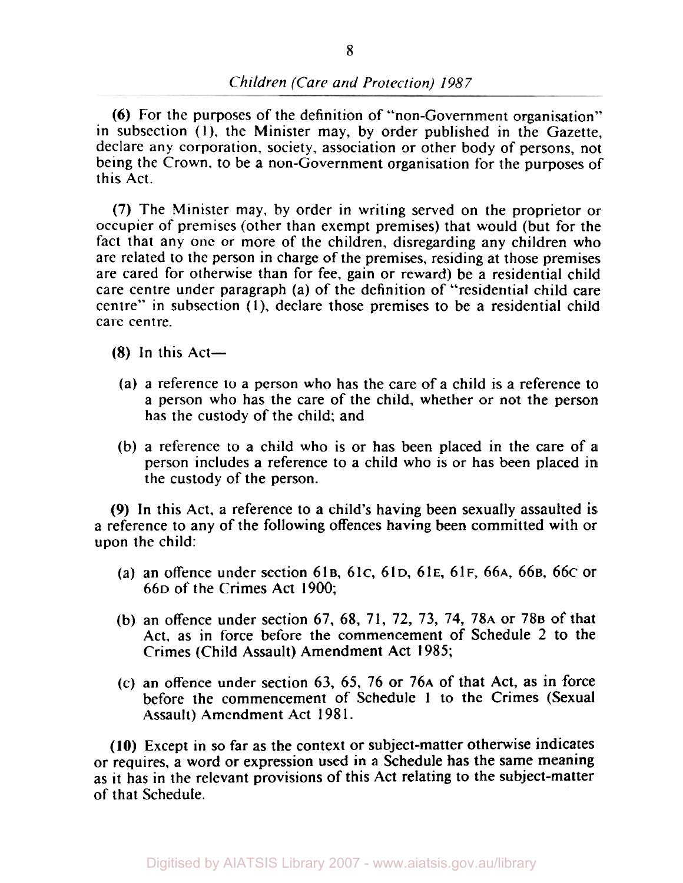(6) For the purposes of the definition of "non-Government organisation" in subsection (1), the Minister may, by order published in the Gazette, declare any corporation, society, association or other body of persons, not being the Crown, to be a non-Government organisation for the purposes of this Act.

(7) The Minister may, by order in writing served on the proprietor or occupier of premises (other than exempt premises) that would (but for the fact that any one or more of the children, disregarding any children who are related to the person in charge of the premises, residing at those premises are cared for otherwise than for fee, gain or reward) be a residential child care centre under paragraph (a) of the definition of "residential child care centre" in subsection (1), declare those premises to be a residential child care centre.

(8) In this Act—

(a) a reference to a person who has the care of a child is a reference to a person who has the care of the child, whether or not the person has the custody of the child; and

(b) a reference to a child who is or has been placed in the care of a person includes a reference to a child who is or has been placed in the custody of the person.

(9) In this Act, a reference to a child's having been sexually assaulted is a reference to any of the following offences having been committed with or upon the child:

(a) an offence under section 61B, 61C, 61D, 61E, 61F, 66A, 66B, 66C or 66D of the Crimes Act 1900;

(b) an offence under section 67, 68, 71, 72, 73, 74, 78A or 78B of that Act, as in force before the commencement of Schedule 2 to the Crimes (Child Assault) Amendment Act 1985;

(c) an offence under section 63, 65, 76 or 76A of that Act, as in force before the commencement of Schedule 1 to the Crimes (Sexual Assault) Amendment Act 1981.

(10) Except in so far as the context or subject-matter otherwise indicates or requires, a word or expression used in a Schedule has the same meaning as it has in the relevant provisions of this Act relating to the subject-matter of that Schedule.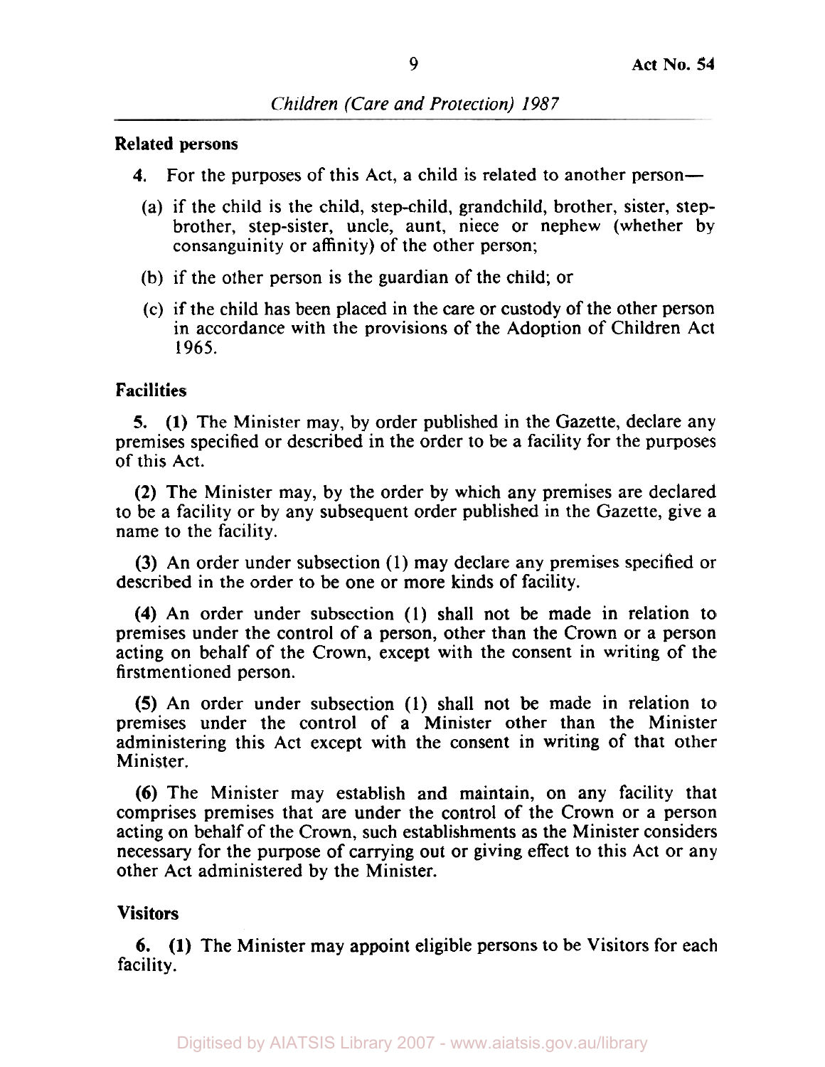**Related persons**

**4.** For the purposes of this Act, a child is related to another person—

(a) if the child is the child, step-child, grandchild, brother, sister, step-brother, step-sister, uncle, aunt, niece or nephew (whether by consanguinity or affinity) of the other person;

(b) if the other person is the guardian of the child; or

(c) if the child has been placed in the care or custody of the other person in accordance with the provisions of the Adoption of Children Act 1965.

**Facilities**

**5. (1)** The Minister may, by order published in the Gazette, declare any premises specified or described in the order to be a facility for the purposes of this Act.

**(2)** The Minister may, by the order by which any premises are declared to be a facility or by any subsequent order published in the Gazette, give a name to the facility.

**(3)** An order under subsection (1) may declare any premises specified or described in the order to be one or more kinds of facility.

**(4)** An order under subsection (1) shall not be made in relation to premises under the control of a person, other than the Crown or a person acting on behalf of the Crown, except with the consent in writing of the firstmentioned person.

**(5)** An order under subsection (1) shall not be made in relation to premises under the control of a Minister other than the Minister administering this Act except with the consent in writing of that other Minister.

**(6)** The Minister may establish and maintain, on any facility that comprises premises that are under the control of the Crown or a person acting on behalf of the Crown, such establishments as the Minister considers necessary for the purpose of carrying out or giving effect to this Act or any other Act administered by the Minister.

**Visitors**

**6. (1)** The Minister may appoint eligible persons to be Visitors for each facility.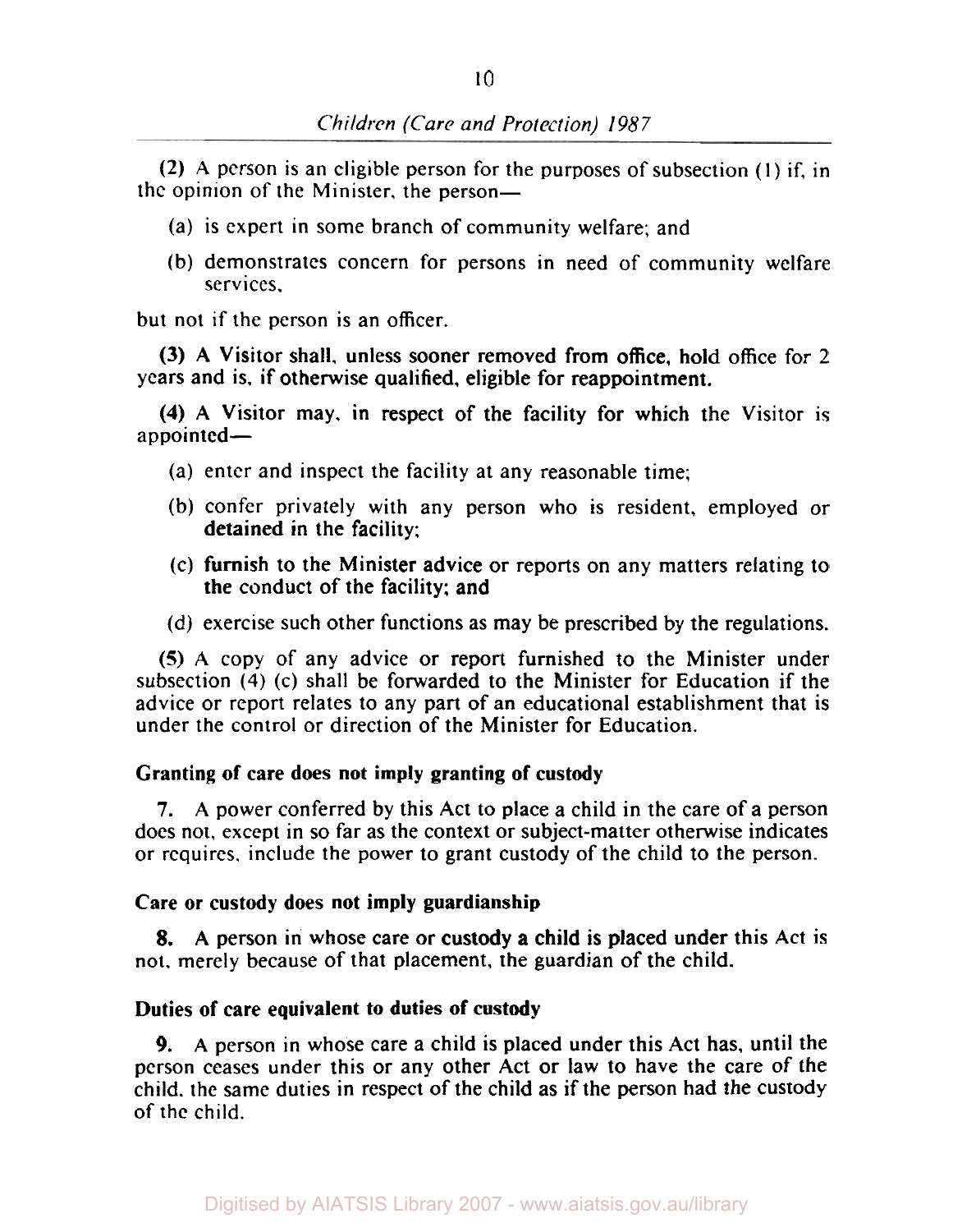**(2)** A person is an eligible person for the purposes of subsection (1) if, in the opinion of the Minister, the person—

(a) is expert in some branch of community welfare; and

(b) demonstrates concern for persons in need of community welfare services,

but not if the person is an officer.

**(3)** A Visitor shall, unless sooner removed from office, hold office for 2 years and is, if otherwise qualified, eligible for reappointment.

**(4)** A Visitor may, in respect of the facility for which the Visitor is appointed—

(a) enter and inspect the facility at any reasonable time;

(b) confer privately with any person who is resident, employed or detained in the facility;

(c) furnish to the Minister advice or reports on any matters relating to the conduct of the facility; and

(d) exercise such other functions as may be prescribed by the regulations.

**(5)** A copy of any advice or report furnished to the Minister under subsection (4) (c) shall be forwarded to the Minister for Education if the advice or report relates to any part of an educational establishment that is under the control or direction of the Minister for Education.

### Granting of care does not imply granting of custody

**7.** A power conferred by this Act to place a child in the care of a person does not, except in so far as the context or subject-matter otherwise indicates or requires, include the power to grant custody of the child to the person.

### Care or custody does not imply guardianship

**8.** A person in whose care or custody a child is placed under this Act is not, merely because of that placement, the guardian of the child.

### Duties of care equivalent to duties of custody

**9.** A person in whose care a child is placed under this Act has, until the person ceases under this or any other Act or law to have the care of the child, the same duties in respect of the child as if the person had the custody of the child.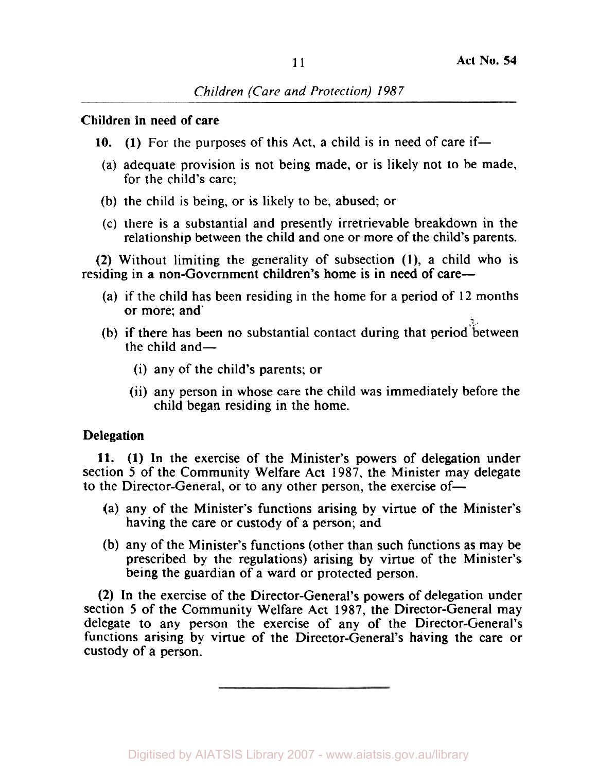**Children in need of care**

**10.** (1) For the purposes of this Act, a child is in need of care if—

(a) adequate provision is not being made, or is likely not to be made, for the child's care;

(b) the child is being, or is likely to be, abused; or

(c) there is a substantial and presently irretrievable breakdown in the relationship between the child and one or more of the child's parents.

(2) Without limiting the generality of subsection (1), a child who is residing in a non-Government children's home is in need of care—

(a) if the child has been residing in the home for a period of 12 months or more; and

(b) if there has been no substantial contact during that period between the child and—

(i) any of the child's parents; or

(ii) any person in whose care the child was immediately before the child began residing in the home.

**Delegation**

**11.** (1) In the exercise of the Minister's powers of delegation under section 5 of the Community Welfare Act 1987, the Minister may delegate to the Director-General, or to any other person, the exercise of—

(a) any of the Minister's functions arising by virtue of the Minister's having the care or custody of a person; and

(b) any of the Minister's functions (other than such functions as may be prescribed by the regulations) arising by virtue of the Minister's being the guardian of a ward or protected person.

(2) In the exercise of the Director-General's powers of delegation under section 5 of the Community Welfare Act 1987, the Director-General may delegate to any person the exercise of any of the Director-General's functions arising by virtue of the Director-General's having the care or custody of a person.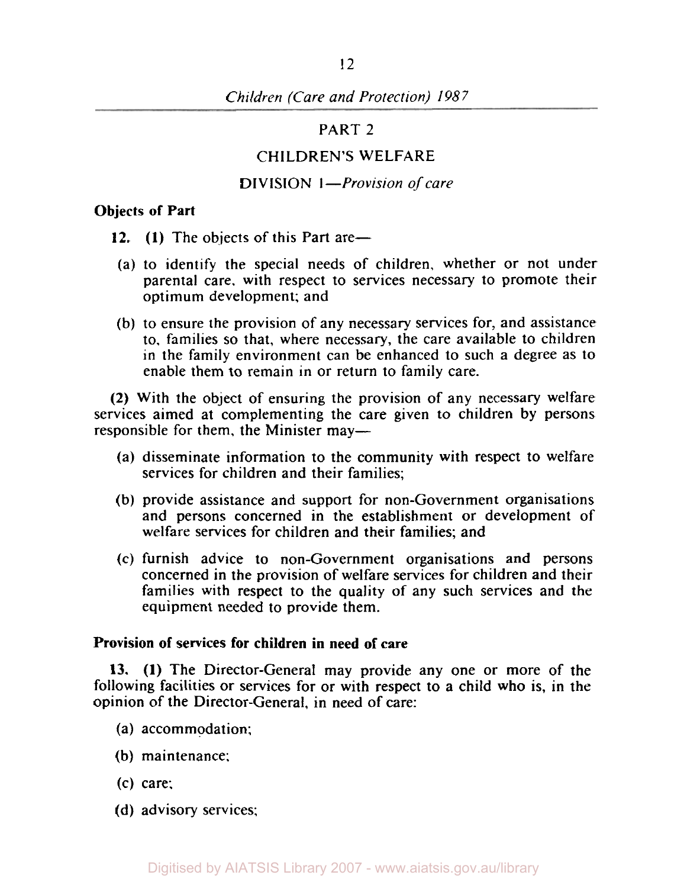# PART 2

## CHILDREN'S WELFARE

### DIVISION 1—*Provision of care*

**Objects of Part**

**12.** **(1)** The objects of this Part are—

(a) to identify the special needs of children, whether or not under parental care, with respect to services necessary to promote their optimum development; and

(b) to ensure the provision of any necessary services for, and assistance to, families so that, where necessary, the care available to children in the family environment can be enhanced to such a degree as to enable them to remain in or return to family care.

**(2)** With the object of ensuring the provision of any necessary welfare services aimed at complementing the care given to children by persons responsible for them, the Minister may—

(a) disseminate information to the community with respect to welfare services for children and their families;

(b) provide assistance and support for non-Government organisations and persons concerned in the establishment or development of welfare services for children and their families; and

(c) furnish advice to non-Government organisations and persons concerned in the provision of welfare services for children and their families with respect to the quality of any such services and the equipment needed to provide them.

**Provision of services for children in need of care**

**13.** **(1)** The Director-General may provide any one or more of the following facilities or services for or with respect to a child who is, in the opinion of the Director-General, in need of care:

(a) accommodation;

(b) maintenance;

(c) care;

(d) advisory services;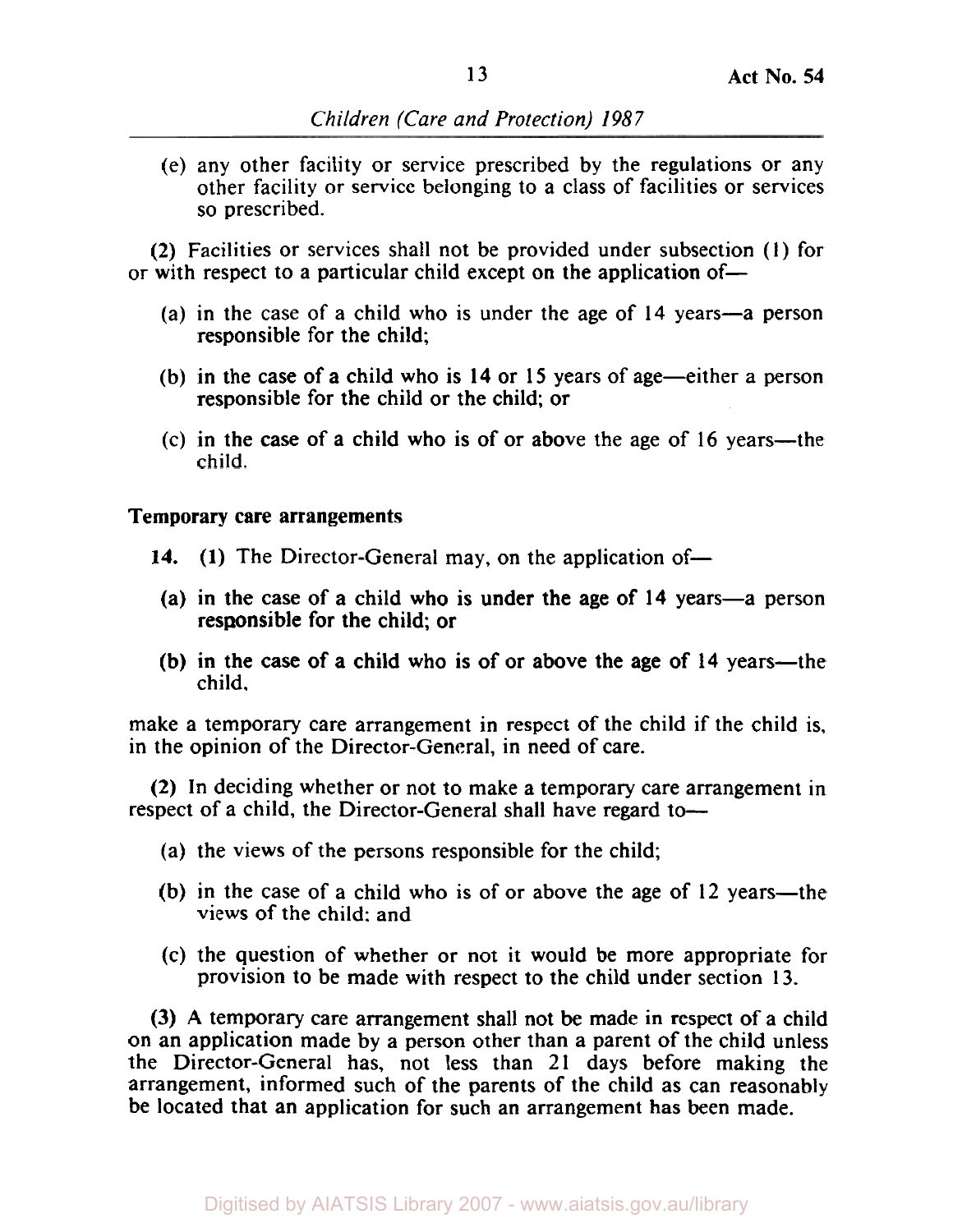(e) any other facility or service prescribed by the regulations or any other facility or service belonging to a class of facilities or services so prescribed.

(2) Facilities or services shall not be provided under subsection (1) for or with respect to a particular child except on the application of—

(a) in the case of a child who is under the age of 14 years—a person responsible for the child;

(b) in the case of a child who is 14 or 15 years of age—either a person responsible for the child or the child; or

(c) in the case of a child who is of or above the age of 16 years—the child.

**Temporary care arrangements**

**14.** (1) The Director-General may, on the application of—

(a) in the case of a child who is under the age of 14 years—a person responsible for the child; or

(b) in the case of a child who is of or above the age of 14 years—the child,

make a temporary care arrangement in respect of the child if the child is, in the opinion of the Director-General, in need of care.

(2) In deciding whether or not to make a temporary care arrangement in respect of a child, the Director-General shall have regard to—

(a) the views of the persons responsible for the child;

(b) in the case of a child who is of or above the age of 12 years—the views of the child; and

(c) the question of whether or not it would be more appropriate for provision to be made with respect to the child under section 13.

(3) A temporary care arrangement shall not be made in respect of a child on an application made by a person other than a parent of the child unless the Director-General has, not less than 21 days before making the arrangement, informed such of the parents of the child as can reasonably be located that an application for such an arrangement has been made.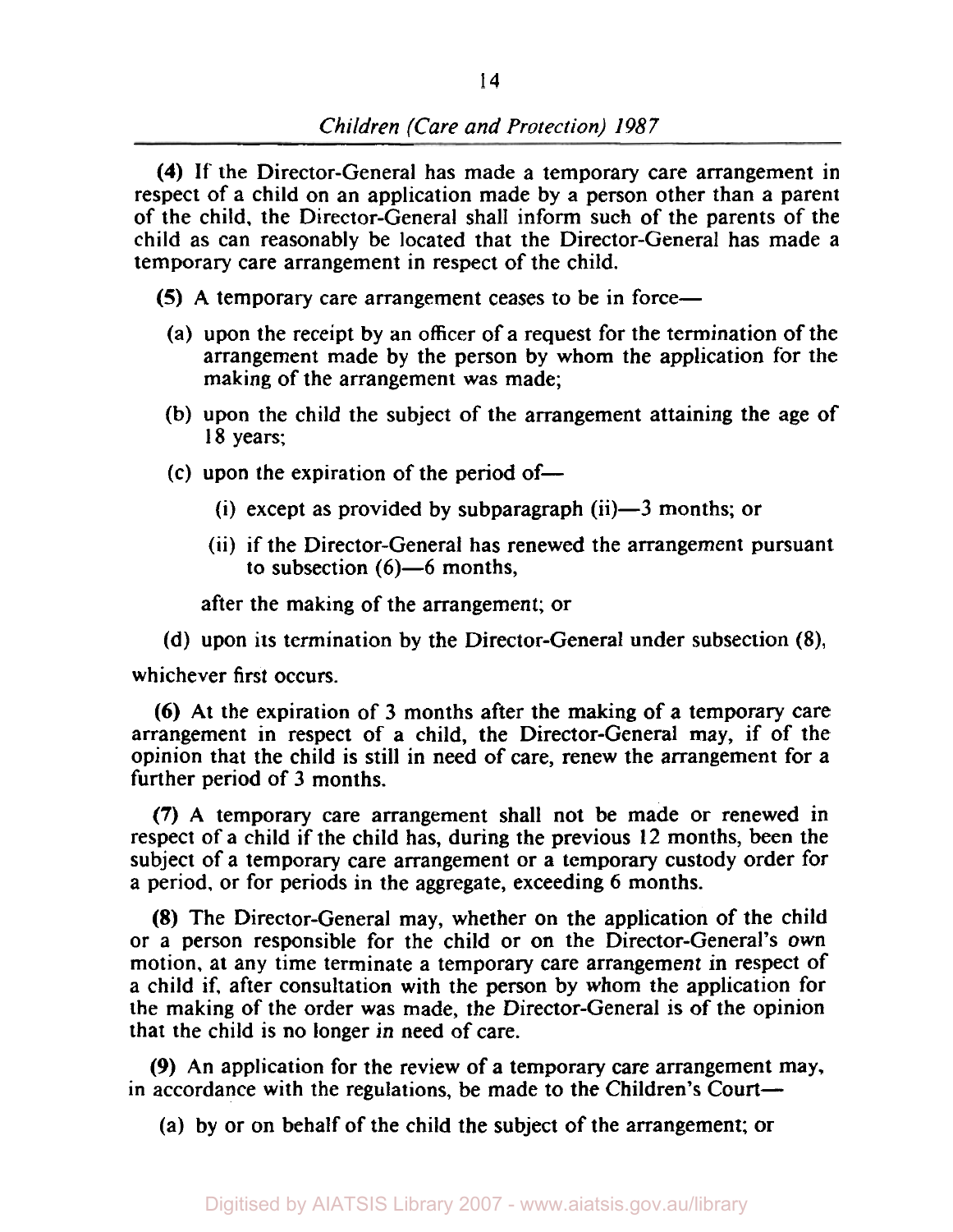**(4)** If the Director-General has made a temporary care arrangement in respect of a child on an application made by a person other than a parent of the child, the Director-General shall inform such of the parents of the child as can reasonably be located that the Director-General has made a temporary care arrangement in respect of the child.

**(5)** A temporary care arrangement ceases to be in force—

- (a) upon the receipt by an officer of a request for the termination of the arrangement made by the person by whom the application for the making of the arrangement was made;
- (b) upon the child the subject of the arrangement attaining the age of 18 years;
- (c) upon the expiration of the period of—
  - (i) except as provided by subparagraph (ii)—3 months; or
  - (ii) if the Director-General has renewed the arrangement pursuant to subsection (6)—6 months,

  after the making of the arrangement; or
- (d) upon its termination by the Director-General under subsection (8),

whichever first occurs.

**(6)** At the expiration of 3 months after the making of a temporary care arrangement in respect of a child, the Director-General may, if of the opinion that the child is still in need of care, renew the arrangement for a further period of 3 months.

**(7)** A temporary care arrangement shall not be made or renewed in respect of a child if the child has, during the previous 12 months, been the subject of a temporary care arrangement or a temporary custody order for a period, or for periods in the aggregate, exceeding 6 months.

**(8)** The Director-General may, whether on the application of the child or a person responsible for the child or on the Director-General's own motion, at any time terminate a temporary care arrangement in respect of a child if, after consultation with the person by whom the application for the making of the order was made, the Director-General is of the opinion that the child is no longer in need of care.

**(9)** An application for the review of a temporary care arrangement may, in accordance with the regulations, be made to the Children's Court—

- (a) by or on behalf of the child the subject of the arrangement; or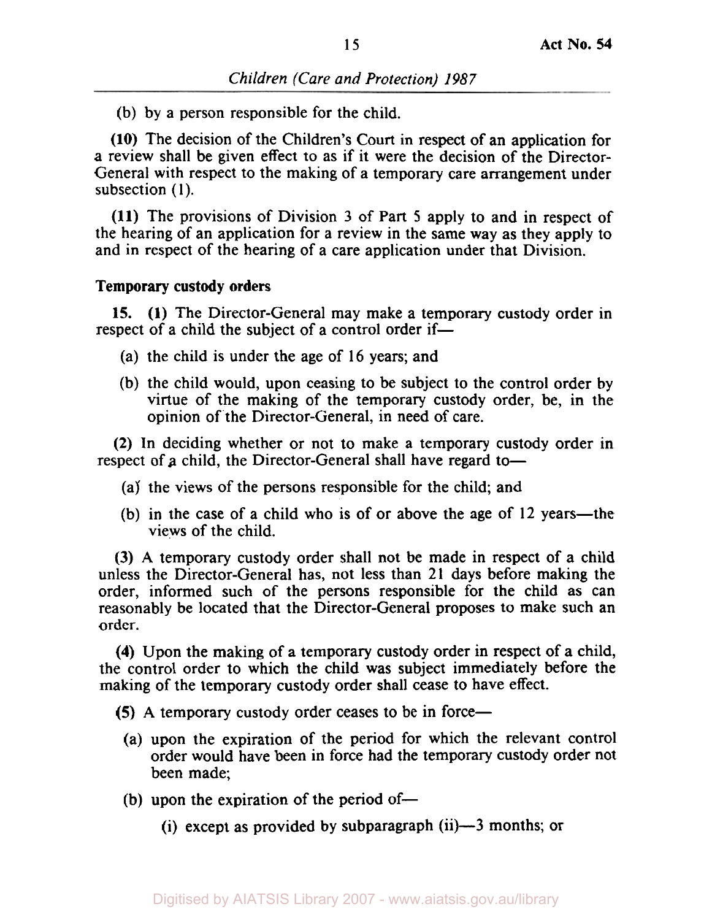(b) by a person responsible for the child.

**(10)** The decision of the Children's Court in respect of an application for a review shall be given effect to as if it were the decision of the Director-General with respect to the making of a temporary care arrangement under subsection (1).

**(11)** The provisions of Division 3 of Part 5 apply to and in respect of the hearing of an application for a review in the same way as they apply to and in respect of the hearing of a care application under that Division.

**Temporary custody orders**

**15. (1)** The Director-General may make a temporary custody order in respect of a child the subject of a control order if—

- (a) the child is under the age of 16 years; and
- (b) the child would, upon ceasing to be subject to the control order by virtue of the making of the temporary custody order, be, in the opinion of the Director-General, in need of care.

**(2)** In deciding whether or not to make a temporary custody order in respect of a child, the Director-General shall have regard to—

- (a) the views of the persons responsible for the child; and
- (b) in the case of a child who is of or above the age of 12 years—the views of the child.

**(3)** A temporary custody order shall not be made in respect of a child unless the Director-General has, not less than 21 days before making the order, informed such of the persons responsible for the child as can reasonably be located that the Director-General proposes to make such an order.

**(4)** Upon the making of a temporary custody order in respect of a child, the control order to which the child was subject immediately before the making of the temporary custody order shall cease to have effect.

**(5)** A temporary custody order ceases to be in force—

- (a) upon the expiration of the period for which the relevant control order would have been in force had the temporary custody order not been made;
- (b) upon the expiration of the period of—
  - (i) except as provided by subparagraph (ii)—3 months; or